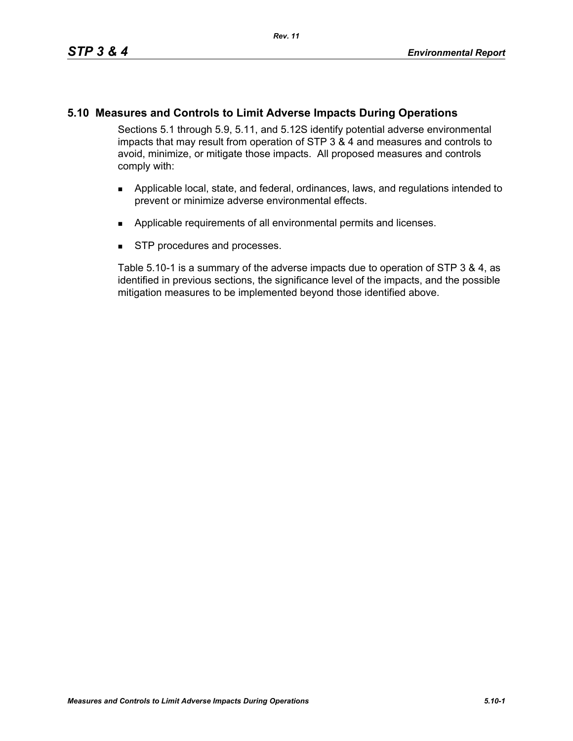## 5.10 Measures and Controls to Limit Adverse Impacts During Operations

Sections 5.1 through 5.9, 5.11, and 5.12S identify potential adverse environmental impacts that may result from operation of STP 3 & 4 and measures and controls to avoid, minimize, or mitigate those impacts. All proposed measures and controls comply with:

- Applicable local, state, and federal, ordinances, laws, and regulations intended to prevent or minimize adverse environmental effects.
- Applicable requirements of all environmental permits and licenses.
- STP procedures and processes.

Table 5.10-1 is a summary of the adverse impacts due to operation of STP 3 & 4, as identified in previous sections, the significance level of the impacts, and the possible mitigation measures to be implemented beyond those identified above.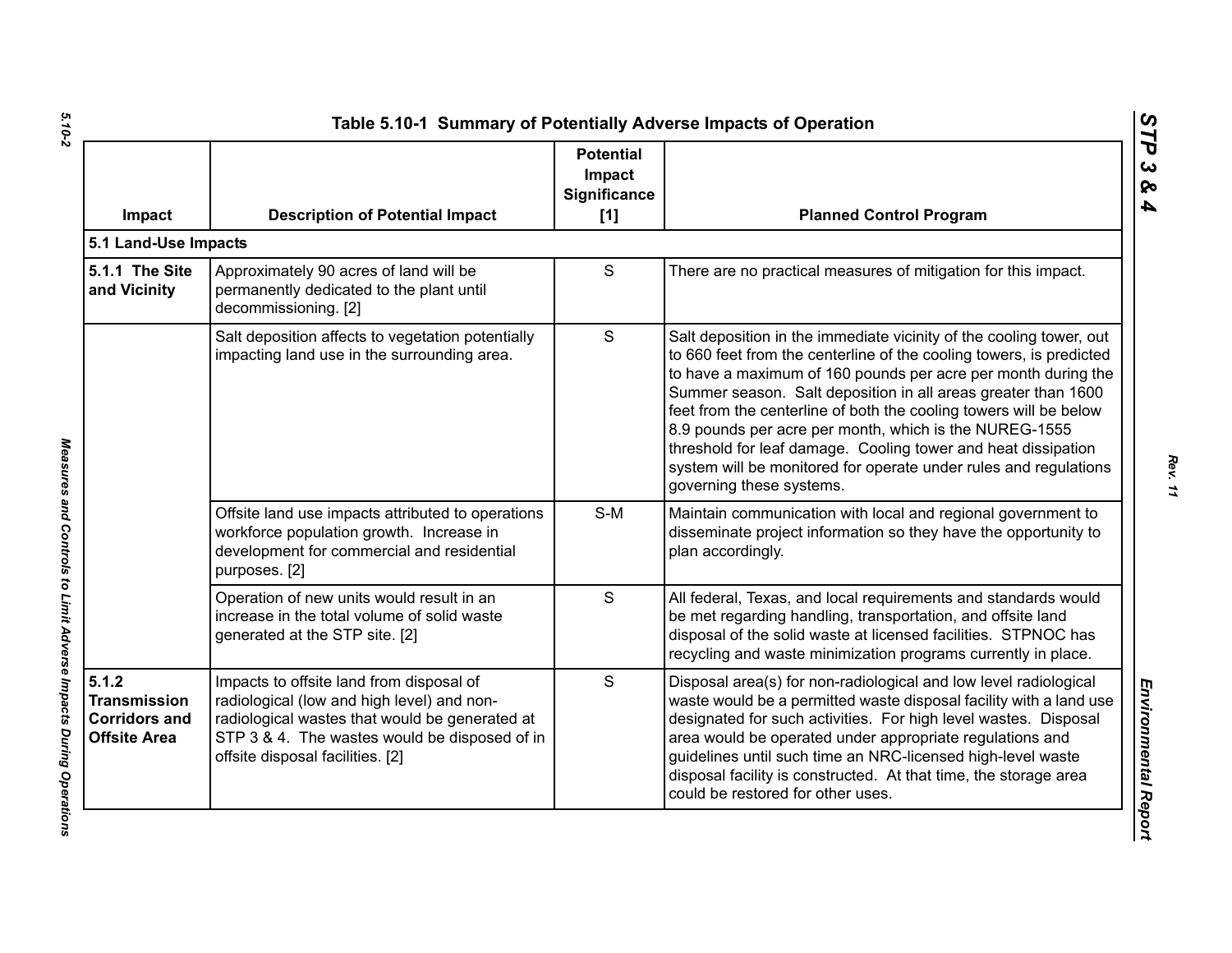## Table 5.10-1 Summary of Potentially Adverse Impacts of Operation

| Impact | Description of Potential Impact | Potential Impact Significance [1] | Planned Control Program |
|---|---|---|---|
| **5.1 Land-Use Impacts** | | | |
| **5.1.1 The Site and Vicinity** | Approximately 90 acres of land will be permanently dedicated to the plant until decommissioning. [2] | S | There are no practical measures of mitigation for this impact. |
| | Salt deposition affects to vegetation potentially impacting land use in the surrounding area. | S | Salt deposition in the immediate vicinity of the cooling tower, out to 660 feet from the centerline of the cooling towers, is predicted to have a maximum of 160 pounds per acre per month during the Summer season. Salt deposition in all areas greater than 1600 feet from the centerline of both the cooling towers will be below 8.9 pounds per acre per month, which is the NUREG-1555 threshold for leaf damage. Cooling tower and heat dissipation system will be monitored for operate under rules and regulations governing these systems. |
| | Offsite land use impacts attributed to operations workforce population growth. Increase in development for commercial and residential purposes. [2] | S-M | Maintain communication with local and regional government to disseminate project information so they have the opportunity to plan accordingly. |
| | Operation of new units would result in an increase in the total volume of solid waste generated at the STP site. [2] | S | All federal, Texas, and local requirements and standards would be met regarding handling, transportation, and offsite land disposal of the solid waste at licensed facilities. STPNOC has recycling and waste minimization programs currently in place. |
| **5.1.2 Transmission Corridors and Offsite Area** | Impacts to offsite land from disposal of radiological (low and high level) and non-radiological wastes that would be generated at STP 3 & 4. The wastes would be disposed of in offsite disposal facilities. [2] | S | Disposal area(s) for non-radiological and low level radiological waste would be a permitted waste disposal facility with a land use designated for such activities. For high level wastes. Disposal area would be operated under appropriate regulations and guidelines until such time an NRC-licensed high-level waste disposal facility is constructed. At that time, the storage area could be restored for other uses. |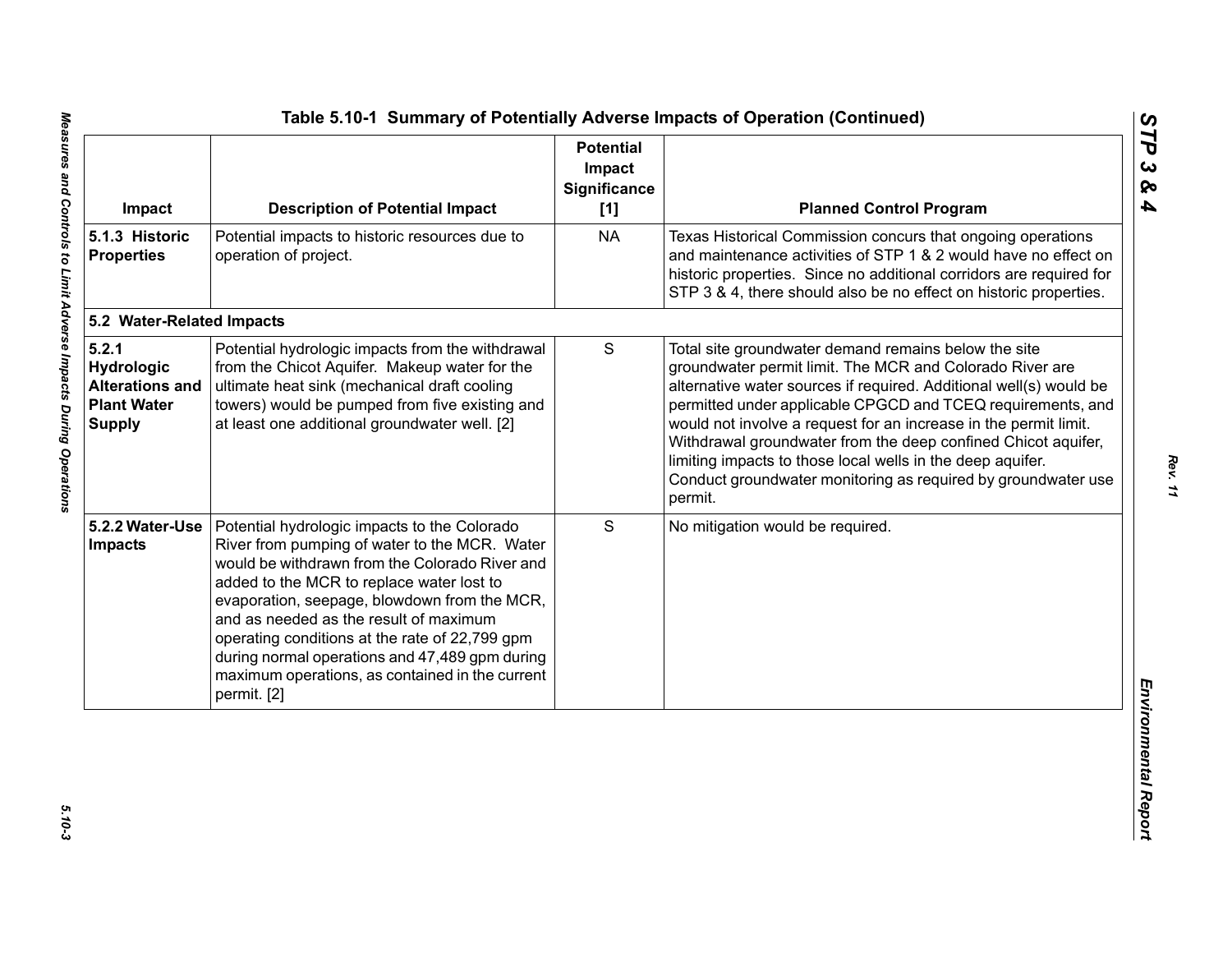# Table 5.10-1 Summary of Potentially Adverse Impacts of Operation (Continued)

| Impact | Description of Potential Impact | Potential Impact Significance [1] | Planned Control Program |
|---|---|---|---|
| **5.1.3 Historic Properties** | Potential impacts to historic resources due to operation of project. | NA | Texas Historical Commission concurs that ongoing operations and maintenance activities of STP 1 & 2 would have no effect on historic properties. Since no additional corridors are required for STP 3 & 4, there should also be no effect on historic properties. |
| **5.2 Water-Related Impacts** | | | |
| **5.2.1 Hydrologic Alterations and Plant Water Supply** | Potential hydrologic impacts from the withdrawal from the Chicot Aquifer. Makeup water for the ultimate heat sink (mechanical draft cooling towers) would be pumped from five existing and at least one additional groundwater well. [2] | S | Total site groundwater demand remains below the site groundwater permit limit. The MCR and Colorado River are alternative water sources if required. Additional well(s) would be permitted under applicable CPGCD and TCEQ requirements, and would not involve a request for an increase in the permit limit. Withdrawal groundwater from the deep confined Chicot aquifer, limiting impacts to those local wells in the deep aquifer. Conduct groundwater monitoring as required by groundwater use permit. |
| **5.2.2 Water-Use Impacts** | Potential hydrologic impacts to the Colorado River from pumping of water to the MCR. Water would be withdrawn from the Colorado River and added to the MCR to replace water lost to evaporation, seepage, blowdown from the MCR, and as needed as the result of maximum operating conditions at the rate of 22,799 gpm during normal operations and 47,489 gpm during maximum operations, as contained in the current permit. [2] | S | No mitigation would be required. |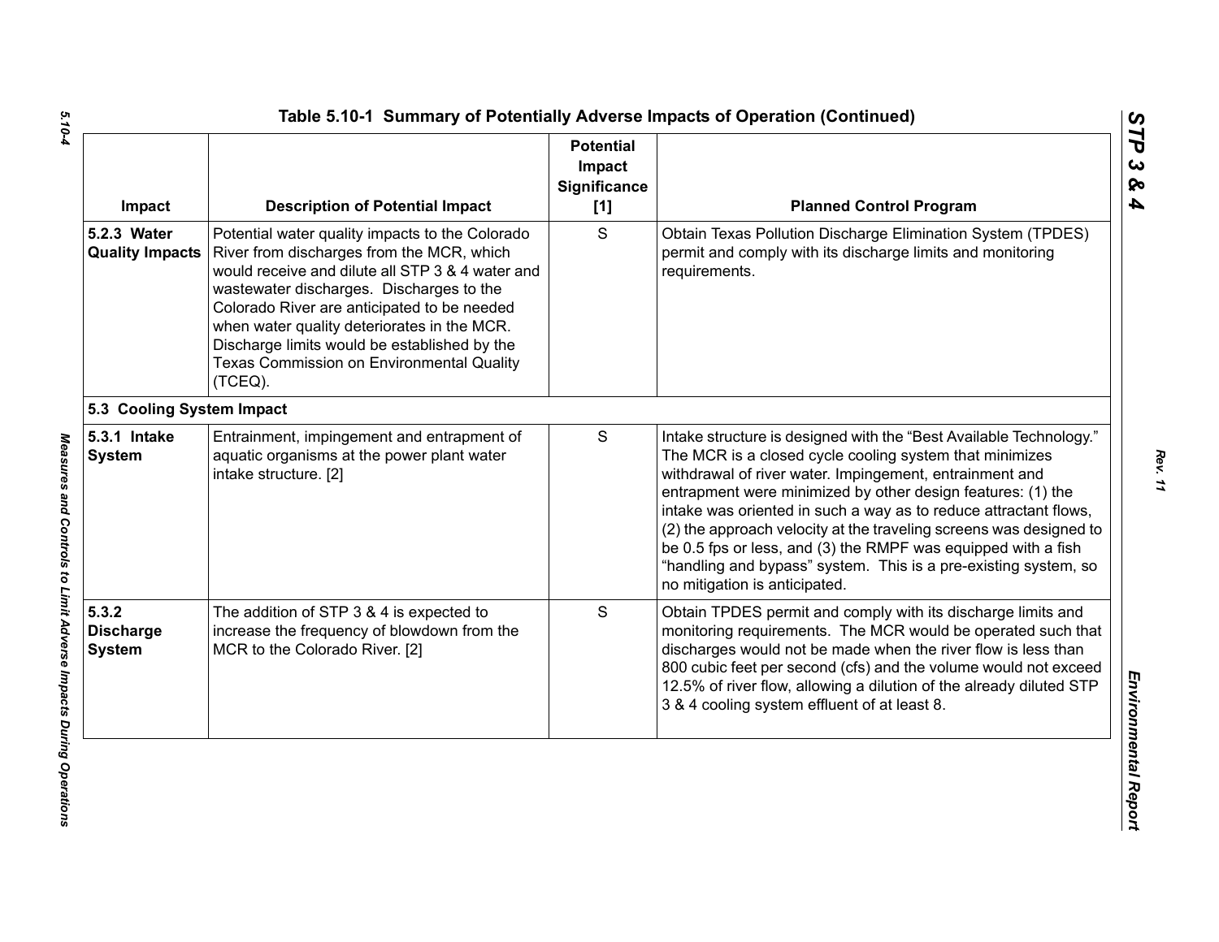## Table 5.10-1 Summary of Potentially Adverse Impacts of Operation (Continued)

| Impact | Description of Potential Impact | Potential Impact Significance [1] | Planned Control Program |
|---|---|---|---|
| **5.2.3 Water Quality Impacts** | Potential water quality impacts to the Colorado River from discharges from the MCR, which would receive and dilute all STP 3 & 4 water and wastewater discharges. Discharges to the Colorado River are anticipated to be needed when water quality deteriorates in the MCR. Discharge limits would be established by the Texas Commission on Environmental Quality (TCEQ). | S | Obtain Texas Pollution Discharge Elimination System (TPDES) permit and comply with its discharge limits and monitoring requirements. |
| **5.3 Cooling System Impact** | | | |
| **5.3.1 Intake System** | Entrainment, impingement and entrapment of aquatic organisms at the power plant water intake structure. [2] | S | Intake structure is designed with the "Best Available Technology." The MCR is a closed cycle cooling system that minimizes withdrawal of river water. Impingement, entrainment and entrapment were minimized by other design features: (1) the intake was oriented in such a way as to reduce attractant flows, (2) the approach velocity at the traveling screens was designed to be 0.5 fps or less, and (3) the RMPF was equipped with a fish "handling and bypass" system. This is a pre-existing system, so no mitigation is anticipated. |
| **5.3.2 Discharge System** | The addition of STP 3 & 4 is expected to increase the frequency of blowdown from the MCR to the Colorado River. [2] | S | Obtain TPDES permit and comply with its discharge limits and monitoring requirements. The MCR would be operated such that discharges would not be made when the river flow is less than 800 cubic feet per second (cfs) and the volume would not exceed 12.5% of river flow, allowing a dilution of the already diluted STP 3 & 4 cooling system effluent of at least 8. |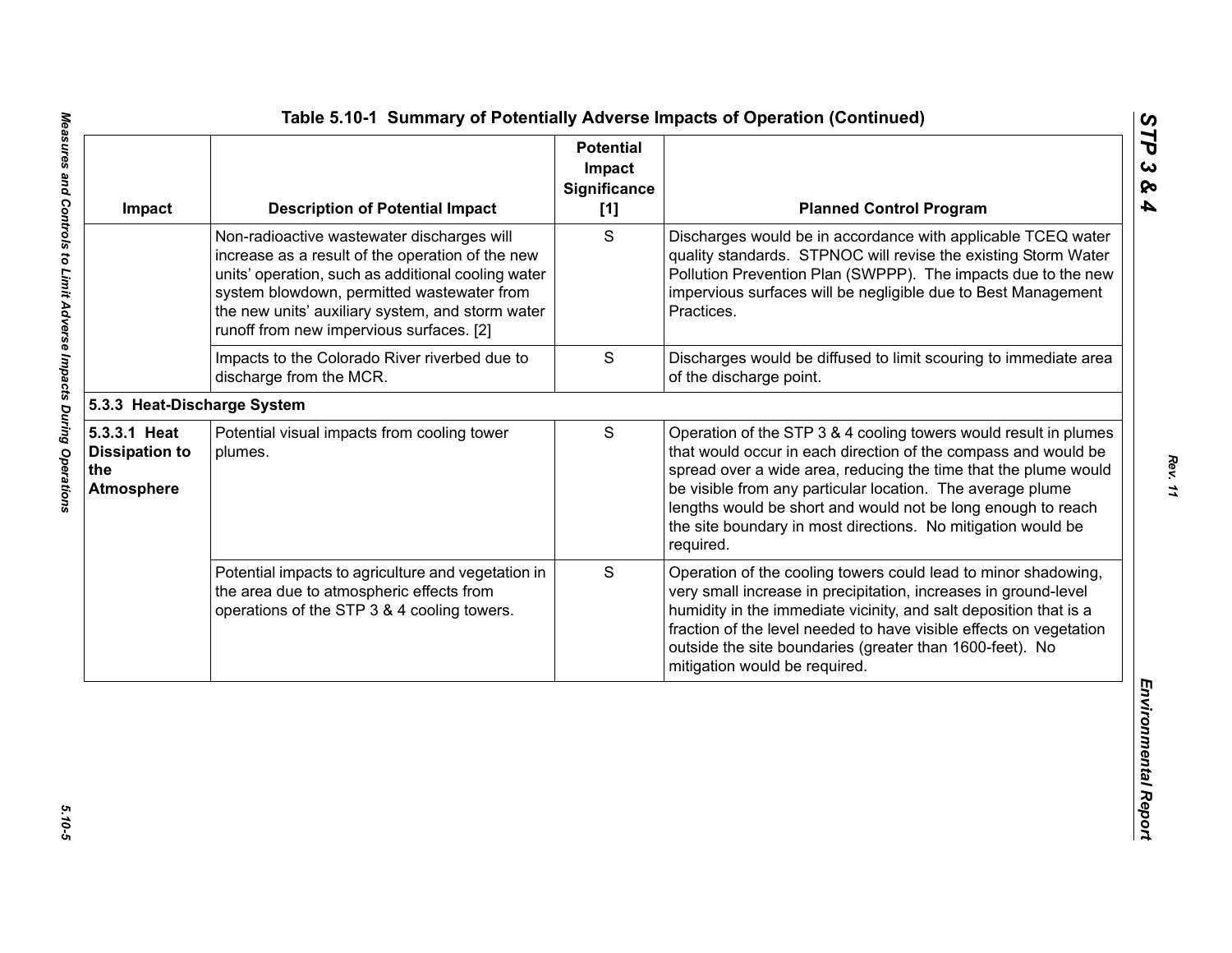**Table 5.10-1 Summary of Potentially Adverse Impacts of Operation (Continued)**

| Impact | Description of Potential Impact | Potential Impact Significance [1] | Planned Control Program |
|---|---|---|---|
| | Non-radioactive wastewater discharges will increase as a result of the operation of the new units' operation, such as additional cooling water system blowdown, permitted wastewater from the new units' auxiliary system, and storm water runoff from new impervious surfaces. [2] | S | Discharges would be in accordance with applicable TCEQ water quality standards. STPNOC will revise the existing Storm Water Pollution Prevention Plan (SWPPP). The impacts due to the new impervious surfaces will be negligible due to Best Management Practices. |
| | Impacts to the Colorado River riverbed due to discharge from the MCR. | S | Discharges would be diffused to limit scouring to immediate area of the discharge point. |
| **5.3.3 Heat-Discharge System** | | | |
| **5.3.3.1 Heat Dissipation to the Atmosphere** | Potential visual impacts from cooling tower plumes. | S | Operation of the STP 3 & 4 cooling towers would result in plumes that would occur in each direction of the compass and would be spread over a wide area, reducing the time that the plume would be visible from any particular location. The average plume lengths would be short and would not be long enough to reach the site boundary in most directions. No mitigation would be required. |
| | Potential impacts to agriculture and vegetation in the area due to atmospheric effects from operations of the STP 3 & 4 cooling towers. | S | Operation of the cooling towers could lead to minor shadowing, very small increase in precipitation, increases in ground-level humidity in the immediate vicinity, and salt deposition that is a fraction of the level needed to have visible effects on vegetation outside the site boundaries (greater than 1600-feet). No mitigation would be required. |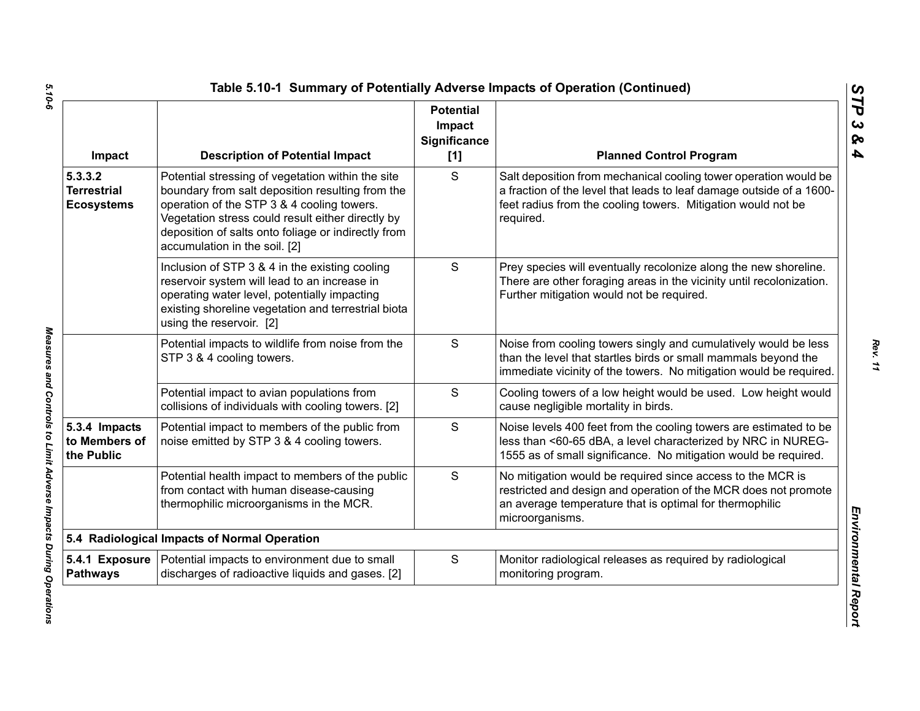## Table 5.10-1 Summary of Potentially Adverse Impacts of Operation (Continued)

| Impact | Description of Potential Impact | Potential Impact Significance [1] | Planned Control Program |
|---|---|---|---|
| **5.3.3.2 Terrestrial Ecosystems** | Potential stressing of vegetation within the site boundary from salt deposition resulting from the operation of the STP 3 & 4 cooling towers. Vegetation stress could result either directly by deposition of salts onto foliage or indirectly from accumulation in the soil. [2] | S | Salt deposition from mechanical cooling tower operation would be a fraction of the level that leads to leaf damage outside of a 1600-feet radius from the cooling towers. Mitigation would not be required. |
| | Inclusion of STP 3 & 4 in the existing cooling reservoir system will lead to an increase in operating water level, potentially impacting existing shoreline vegetation and terrestrial biota using the reservoir. [2] | S | Prey species will eventually recolonize along the new shoreline. There are other foraging areas in the vicinity until recolonization. Further mitigation would not be required. |
| | Potential impacts to wildlife from noise from the STP 3 & 4 cooling towers. | S | Noise from cooling towers singly and cumulatively would be less than the level that startles birds or small mammals beyond the immediate vicinity of the towers. No mitigation would be required. |
| | Potential impact to avian populations from collisions of individuals with cooling towers. [2] | S | Cooling towers of a low height would be used. Low height would cause negligible mortality in birds. |
| **5.3.4 Impacts to Members of the Public** | Potential impact to members of the public from noise emitted by STP 3 & 4 cooling towers. | S | Noise levels 400 feet from the cooling towers are estimated to be less than <60-65 dBA, a level characterized by NRC in NUREG-1555 as of small significance. No mitigation would be required. |
| | Potential health impact to members of the public from contact with human disease-causing thermophilic microorganisms in the MCR. | S | No mitigation would be required since access to the MCR is restricted and design and operation of the MCR does not promote an average temperature that is optimal for thermophilic microorganisms. |
| **5.4 Radiological Impacts of Normal Operation** | | | |
| **5.4.1 Exposure Pathways** | Potential impacts to environment due to small discharges of radioactive liquids and gases. [2] | S | Monitor radiological releases as required by radiological monitoring program. |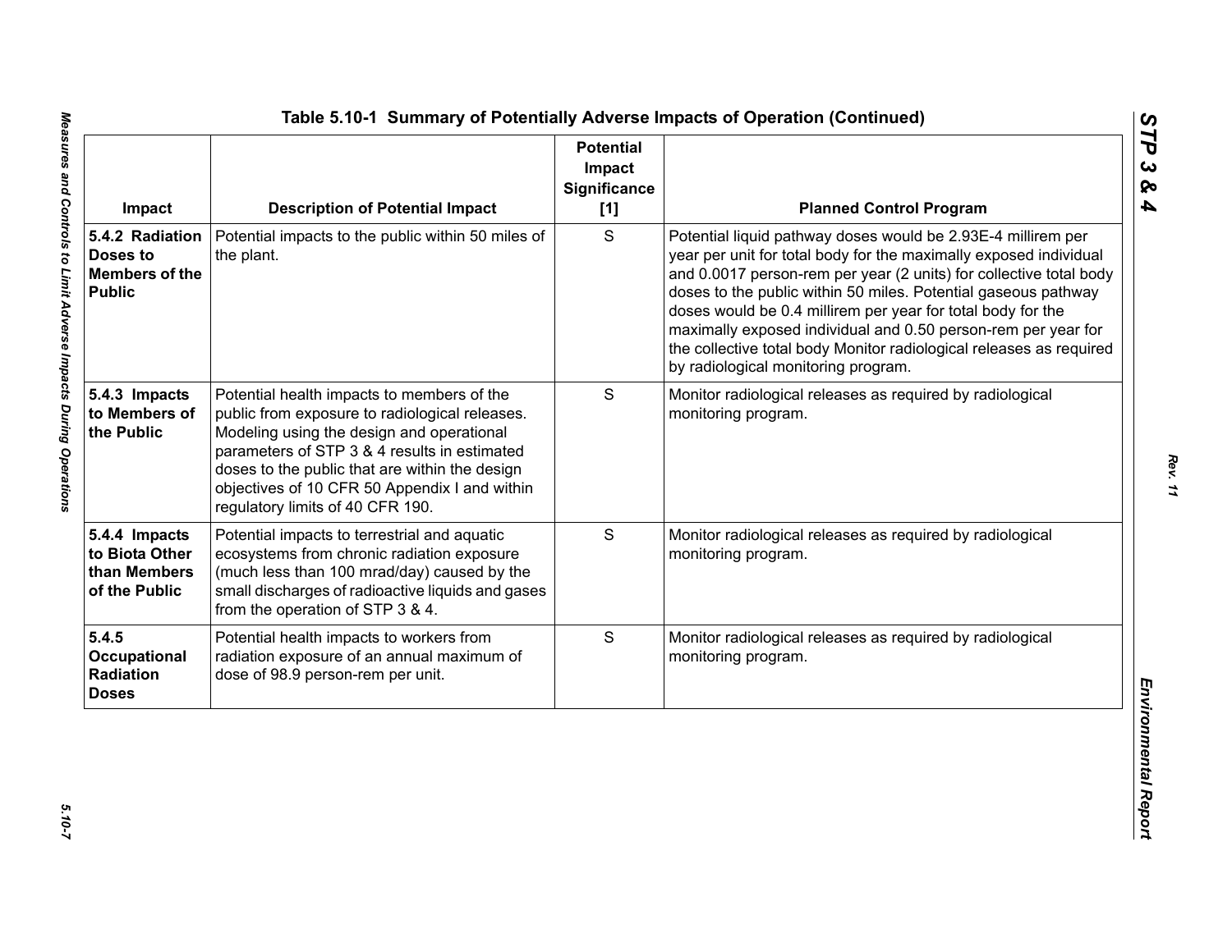## Table 5.10-1 Summary of Potentially Adverse Impacts of Operation (Continued)

| Impact | Description of Potential Impact | Potential Impact Significance [1] | Planned Control Program |
|---|---|---|---|
| **5.4.2 Radiation Doses to Members of the Public** | Potential impacts to the public within 50 miles of the plant. | S | Potential liquid pathway doses would be 2.93E-4 millirem per year per unit for total body for the maximally exposed individual and 0.0017 person-rem per year (2 units) for collective total body doses to the public within 50 miles. Potential gaseous pathway doses would be 0.4 millirem per year for total body for the maximally exposed individual and 0.50 person-rem per year for the collective total body Monitor radiological releases as required by radiological monitoring program. |
| **5.4.3 Impacts to Members of the Public** | Potential health impacts to members of the public from exposure to radiological releases. Modeling using the design and operational parameters of STP 3 & 4 results in estimated doses to the public that are within the design objectives of 10 CFR 50 Appendix I and within regulatory limits of 40 CFR 190. | S | Monitor radiological releases as required by radiological monitoring program. |
| **5.4.4 Impacts to Biota Other than Members of the Public** | Potential impacts to terrestrial and aquatic ecosystems from chronic radiation exposure (much less than 100 mrad/day) caused by the small discharges of radioactive liquids and gases from the operation of STP 3 & 4. | S | Monitor radiological releases as required by radiological monitoring program. |
| **5.4.5 Occupational Radiation Doses** | Potential health impacts to workers from radiation exposure of an annual maximum of dose of 98.9 person-rem per unit. | S | Monitor radiological releases as required by radiological monitoring program. |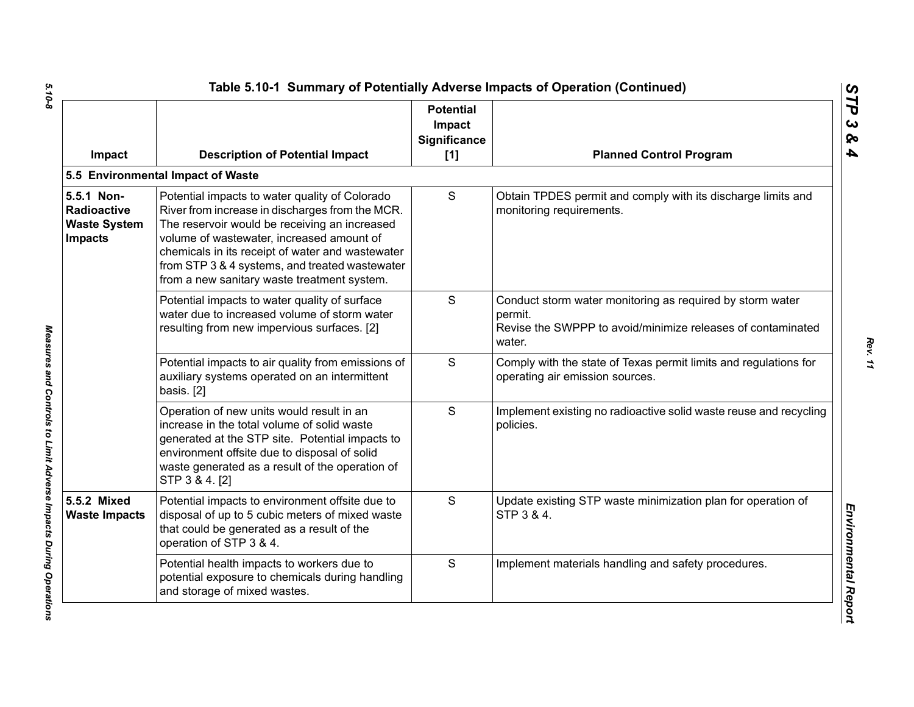# Table 5.10-1 Summary of Potentially Adverse Impacts of Operation (Continued)

| Impact | Description of Potential Impact | Potential Impact Significance [1] | Planned Control Program |
|---|---|---|---|
| **5.5 Environmental Impact of Waste** | | | |
| **5.5.1 Non-Radioactive Waste System Impacts** | Potential impacts to water quality of Colorado River from increase in discharges from the MCR. The reservoir would be receiving an increased volume of wastewater, increased amount of chemicals in its receipt of water and wastewater from STP 3 & 4 systems, and treated wastewater from a new sanitary waste treatment system. | S | Obtain TPDES permit and comply with its discharge limits and monitoring requirements. |
| | Potential impacts to water quality of surface water due to increased volume of storm water resulting from new impervious surfaces. [2] | S | Conduct storm water monitoring as required by storm water permit. Revise the SWPPP to avoid/minimize releases of contaminated water. |
| | Potential impacts to air quality from emissions of auxiliary systems operated on an intermittent basis. [2] | S | Comply with the state of Texas permit limits and regulations for operating air emission sources. |
| | Operation of new units would result in an increase in the total volume of solid waste generated at the STP site. Potential impacts to environment offsite due to disposal of solid waste generated as a result of the operation of STP 3 & 4. [2] | S | Implement existing no radioactive solid waste reuse and recycling policies. |
| **5.5.2 Mixed Waste Impacts** | Potential impacts to environment offsite due to disposal of up to 5 cubic meters of mixed waste that could be generated as a result of the operation of STP 3 & 4. | S | Update existing STP waste minimization plan for operation of STP 3 & 4. |
| | Potential health impacts to workers due to potential exposure to chemicals during handling and storage of mixed wastes. | S | Implement materials handling and safety procedures. |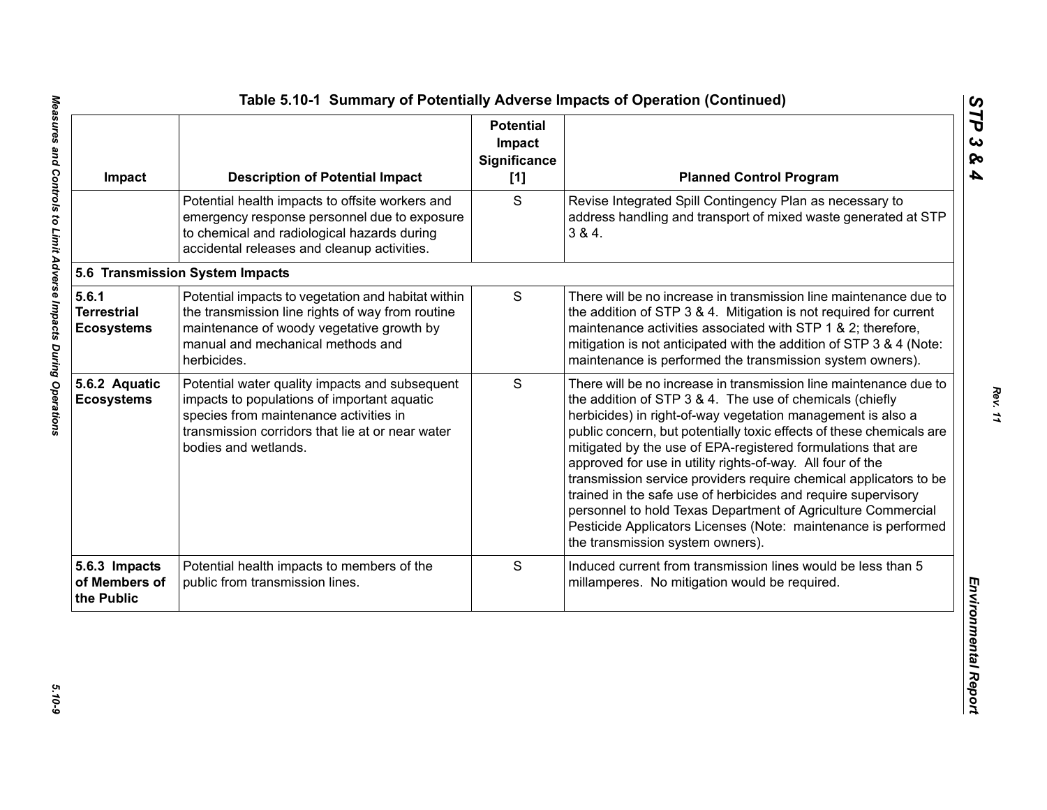**Table 5.10-1 Summary of Potentially Adverse Impacts of Operation (Continued)**

| Impact | Description of Potential Impact | Potential Impact Significance [1] | Planned Control Program |
|---|---|---|---|
| | Potential health impacts to offsite workers and emergency response personnel due to exposure to chemical and radiological hazards during accidental releases and cleanup activities. | S | Revise Integrated Spill Contingency Plan as necessary to address handling and transport of mixed waste generated at STP 3 & 4. |
| **5.6 Transmission System Impacts** | | | |
| **5.6.1 Terrestrial Ecosystems** | Potential impacts to vegetation and habitat within the transmission line rights of way from routine maintenance of woody vegetative growth by manual and mechanical methods and herbicides. | S | There will be no increase in transmission line maintenance due to the addition of STP 3 & 4. Mitigation is not required for current maintenance activities associated with STP 1 & 2; therefore, mitigation is not anticipated with the addition of STP 3 & 4 (Note: maintenance is performed the transmission system owners). |
| **5.6.2 Aquatic Ecosystems** | Potential water quality impacts and subsequent impacts to populations of important aquatic species from maintenance activities in transmission corridors that lie at or near water bodies and wetlands. | S | There will be no increase in transmission line maintenance due to the addition of STP 3 & 4. The use of chemicals (chiefly herbicides) in right-of-way vegetation management is also a public concern, but potentially toxic effects of these chemicals are mitigated by the use of EPA-registered formulations that are approved for use in utility rights-of-way. All four of the transmission service providers require chemical applicators to be trained in the safe use of herbicides and require supervisory personnel to hold Texas Department of Agriculture Commercial Pesticide Applicators Licenses (Note: maintenance is performed the transmission system owners). |
| **5.6.3 Impacts of Members of the Public** | Potential health impacts to members of the public from transmission lines. | S | Induced current from transmission lines would be less than 5 millamperes. No mitigation would be required. |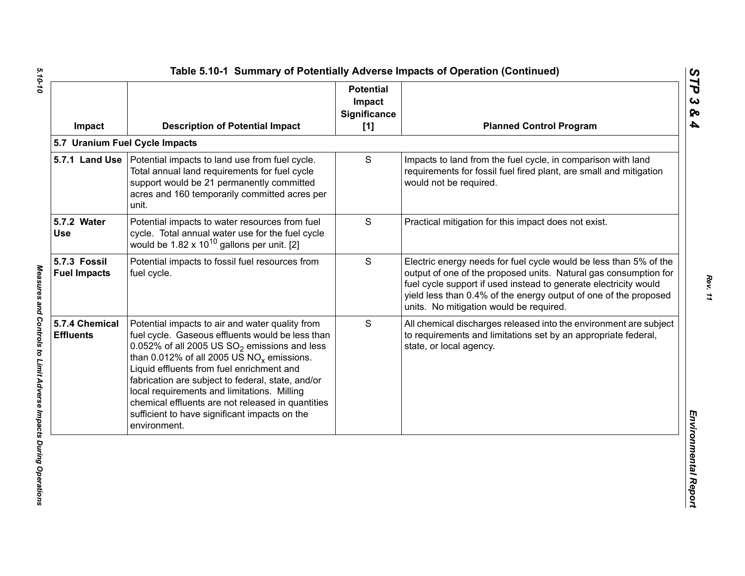# Table 5.10-1 Summary of Potentially Adverse Impacts of Operation (Continued)

| Impact | Description of Potential Impact | Potential Impact Significance [1] | Planned Control Program |
|---|---|---|---|
| **5.7 Uranium Fuel Cycle Impacts** | | | |
| **5.7.1 Land Use** | Potential impacts to land use from fuel cycle. Total annual land requirements for fuel cycle support would be 21 permanently committed acres and 160 temporarily committed acres per unit. | S | Impacts to land from the fuel cycle, in comparison with land requirements for fossil fuel fired plant, are small and mitigation would not be required. |
| **5.7.2 Water Use** | Potential impacts to water resources from fuel cycle. Total annual water use for the fuel cycle would be $1.82 \times 10^{10}$ gallons per unit. [2] | S | Practical mitigation for this impact does not exist. |
| **5.7.3 Fossil Fuel Impacts** | Potential impacts to fossil fuel resources from fuel cycle. | S | Electric energy needs for fuel cycle would be less than 5% of the output of one of the proposed units. Natural gas consumption for fuel cycle support if used instead to generate electricity would yield less than 0.4% of the energy output of one of the proposed units. No mitigation would be required. |
| **5.7.4 Chemical Effluents** | Potential impacts to air and water quality from fuel cycle. Gaseous effluents would be less than 0.052% of all 2005 US $SO_2$ emissions and less than 0.012% of all 2005 US $NO_x$ emissions. Liquid effluents from fuel enrichment and fabrication are subject to federal, state, and/or local requirements and limitations. Milling chemical effluents are not released in quantities sufficient to have significant impacts on the environment. | S | All chemical discharges released into the environment are subject to requirements and limitations set by an appropriate federal, state, or local agency. |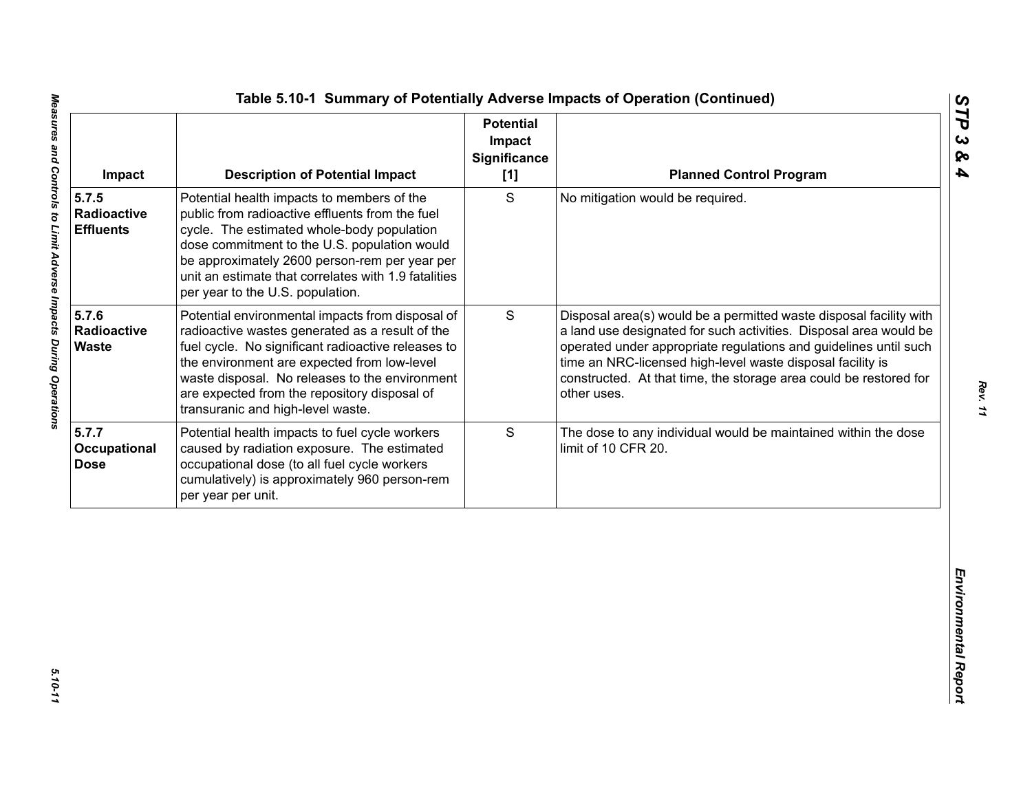**Table 5.10-1 Summary of Potentially Adverse Impacts of Operation (Continued)**

| Impact | Description of Potential Impact | Potential Impact Significance [1] | Planned Control Program |
|---|---|---|---|
| **5.7.5 Radioactive Effluents** | Potential health impacts to members of the public from radioactive effluents from the fuel cycle. The estimated whole-body population dose commitment to the U.S. population would be approximately 2600 person-rem per year per unit an estimate that correlates with 1.9 fatalities per year to the U.S. population. | S | No mitigation would be required. |
| **5.7.6 Radioactive Waste** | Potential environmental impacts from disposal of radioactive wastes generated as a result of the fuel cycle. No significant radioactive releases to the environment are expected from low-level waste disposal. No releases to the environment are expected from the repository disposal of transuranic and high-level waste. | S | Disposal area(s) would be a permitted waste disposal facility with a land use designated for such activities. Disposal area would be operated under appropriate regulations and guidelines until such time an NRC-licensed high-level waste disposal facility is constructed. At that time, the storage area could be restored for other uses. |
| **5.7.7 Occupational Dose** | Potential health impacts to fuel cycle workers caused by radiation exposure. The estimated occupational dose (to all fuel cycle workers cumulatively) is approximately 960 person-rem per year per unit. | S | The dose to any individual would be maintained within the dose limit of 10 CFR 20. |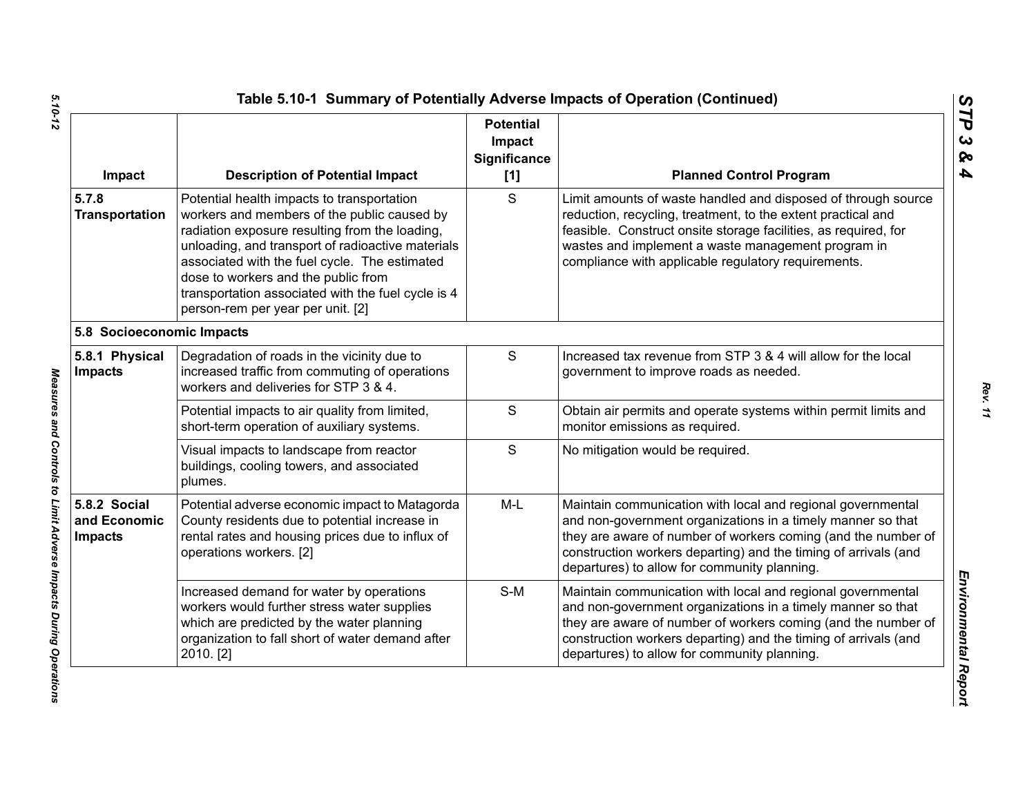## Table 5.10-1 Summary of Potentially Adverse Impacts of Operation (Continued)

| Impact | Description of Potential Impact | Potential Impact Significance [1] | Planned Control Program |
|---|---|---|---|
| **5.7.8 Transportation** | Potential health impacts to transportation workers and members of the public caused by radiation exposure resulting from the loading, unloading, and transport of radioactive materials associated with the fuel cycle. The estimated dose to workers and the public from transportation associated with the fuel cycle is 4 person-rem per year per unit. [2] | S | Limit amounts of waste handled and disposed of through source reduction, recycling, treatment, to the extent practical and feasible. Construct onsite storage facilities, as required, for wastes and implement a waste management program in compliance with applicable regulatory requirements. |
| **5.8 Socioeconomic Impacts** | | | |
| **5.8.1 Physical Impacts** | Degradation of roads in the vicinity due to increased traffic from commuting of operations workers and deliveries for STP 3 & 4. | S | Increased tax revenue from STP 3 & 4 will allow for the local government to improve roads as needed. |
| | Potential impacts to air quality from limited, short-term operation of auxiliary systems. | S | Obtain air permits and operate systems within permit limits and monitor emissions as required. |
| | Visual impacts to landscape from reactor buildings, cooling towers, and associated plumes. | S | No mitigation would be required. |
| **5.8.2 Social and Economic Impacts** | Potential adverse economic impact to Matagorda County residents due to potential increase in rental rates and housing prices due to influx of operations workers. [2] | M-L | Maintain communication with local and regional governmental and non-government organizations in a timely manner so that they are aware of number of workers coming (and the number of construction workers departing) and the timing of arrivals (and departures) to allow for community planning. |
| | Increased demand for water by operations workers would further stress water supplies which are predicted by the water planning organization to fall short of water demand after 2010. [2] | S-M | Maintain communication with local and regional governmental and non-government organizations in a timely manner so that they are aware of number of workers coming (and the number of construction workers departing) and the timing of arrivals (and departures) to allow for community planning. |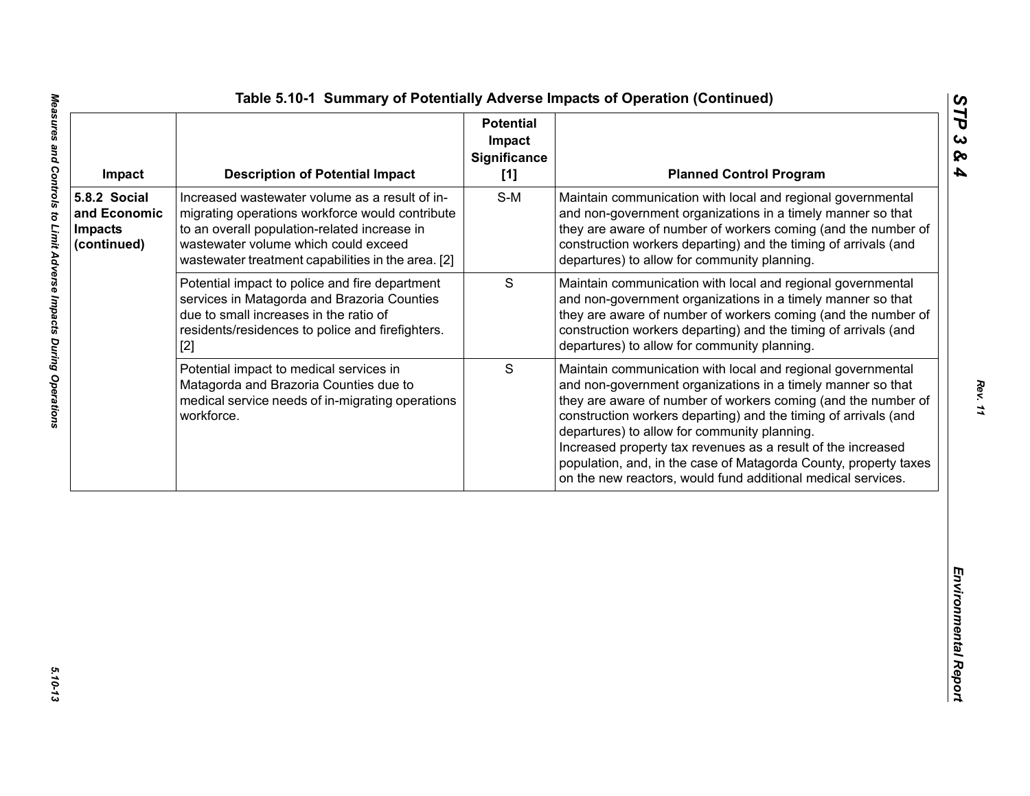## Table 5.10-1 Summary of Potentially Adverse Impacts of Operation (Continued)

| Impact | Description of Potential Impact | Potential Impact Significance [1] | Planned Control Program |
|---|---|---|---|
| **5.8.2 Social and Economic Impacts (continued)** | Increased wastewater volume as a result of in-migrating operations workforce would contribute to an overall population-related increase in wastewater volume which could exceed wastewater treatment capabilities in the area. [2] | S-M | Maintain communication with local and regional governmental and non-government organizations in a timely manner so that they are aware of number of workers coming (and the number of construction workers departing) and the timing of arrivals (and departures) to allow for community planning. |
| | Potential impact to police and fire department services in Matagorda and Brazoria Counties due to small increases in the ratio of residents/residences to police and firefighters. [2] | S | Maintain communication with local and regional governmental and non-government organizations in a timely manner so that they are aware of number of workers coming (and the number of construction workers departing) and the timing of arrivals (and departures) to allow for community planning. |
| | Potential impact to medical services in Matagorda and Brazoria Counties due to medical service needs of in-migrating operations workforce. | S | Maintain communication with local and regional governmental and non-government organizations in a timely manner so that they are aware of number of workers coming (and the number of construction workers departing) and the timing of arrivals (and departures) to allow for community planning.<br>Increased property tax revenues as a result of the increased population, and, in the case of Matagorda County, property taxes on the new reactors, would fund additional medical services. |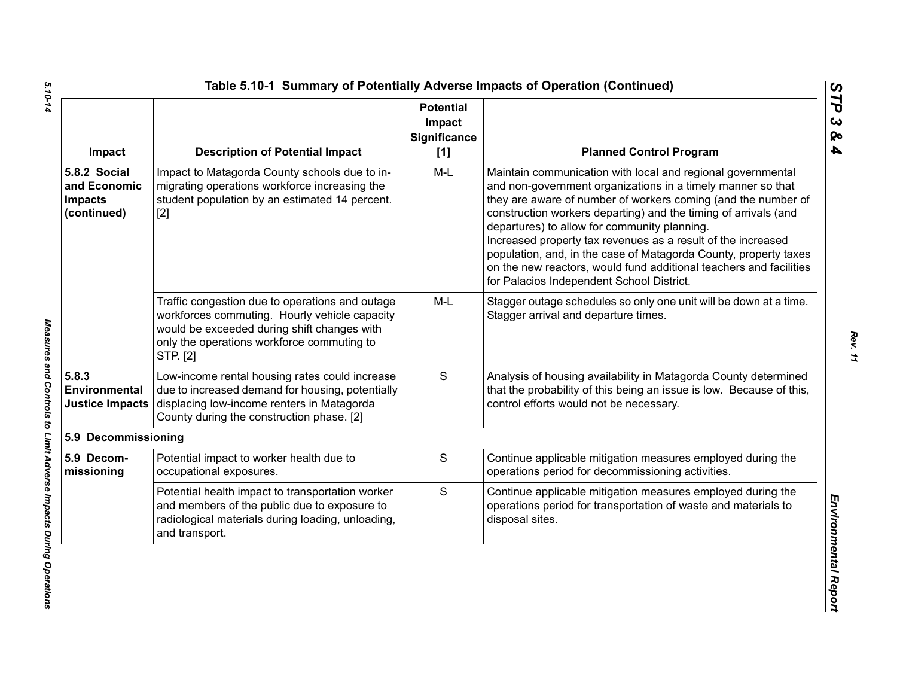**Table 5.10-1 Summary of Potentially Adverse Impacts of Operation (Continued)**

| Impact | Description of Potential Impact | Potential Impact Significance [1] | Planned Control Program |
|---|---|---|---|
| **5.8.2 Social and Economic Impacts (continued)** | Impact to Matagorda County schools due to in-migrating operations workforce increasing the student population by an estimated 14 percent. [2] | M-L | Maintain communication with local and regional governmental and non-government organizations in a timely manner so that they are aware of number of workers coming (and the number of construction workers departing) and the timing of arrivals (and departures) to allow for community planning.<br>Increased property tax revenues as a result of the increased population, and, in the case of Matagorda County, property taxes on the new reactors, would fund additional teachers and facilities for Palacios Independent School District. |
| | Traffic congestion due to operations and outage workforces commuting. Hourly vehicle capacity would be exceeded during shift changes with only the operations workforce commuting to STP. [2] | M-L | Stagger outage schedules so only one unit will be down at a time. Stagger arrival and departure times. |
| **5.8.3 Environmental Justice Impacts** | Low-income rental housing rates could increase due to increased demand for housing, potentially displacing low-income renters in Matagorda County during the construction phase. [2] | S | Analysis of housing availability in Matagorda County determined that the probability of this being an issue is low. Because of this, control efforts would not be necessary. |
| **5.9 Decommissioning** | | | |
| **5.9 Decom-missioning** | Potential impact to worker health due to occupational exposures. | S | Continue applicable mitigation measures employed during the operations period for decommissioning activities. |
| | Potential health impact to transportation worker and members of the public due to exposure to radiological materials during loading, unloading, and transport. | S | Continue applicable mitigation measures employed during the operations period for transportation of waste and materials to disposal sites. |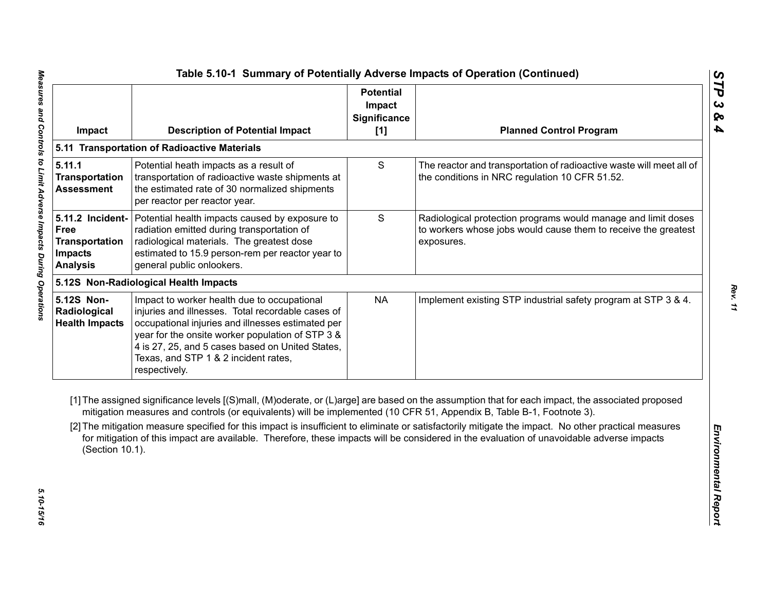**Table 5.10-1 Summary of Potentially Adverse Impacts of Operation (Continued)**

| Impact | Description of Potential Impact | Potential Impact Significance [1] | Planned Control Program |
|---|---|---|---|
| **5.11 Transportation of Radioactive Materials** | | | |
| **5.11.1 Transportation Assessment** | Potential heath impacts as a result of transportation of radioactive waste shipments at the estimated rate of 30 normalized shipments per reactor per reactor year. | S | The reactor and transportation of radioactive waste will meet all of the conditions in NRC regulation 10 CFR 51.52. |
| **5.11.2 Incident-Free Transportation Impacts Analysis** | Potential health impacts caused by exposure to radiation emitted during transportation of radiological materials. The greatest dose estimated to 15.9 person-rem per reactor year to general public onlookers. | S | Radiological protection programs would manage and limit doses to workers whose jobs would cause them to receive the greatest exposures. |
| **5.12S Non-Radiological Health Impacts** | | | |
| **5.12S Non-Radiological Health Impacts** | Impact to worker health due to occupational injuries and illnesses. Total recordable cases of occupational injuries and illnesses estimated per year for the onsite worker population of STP 3 & 4 is 27, 25, and 5 cases based on United States, Texas, and STP 1 & 2 incident rates, respectively. | NA | Implement existing STP industrial safety program at STP 3 & 4. |

[1] The assigned significance levels [(S)mall, (M)oderate, or (L)arge] are based on the assumption that for each impact, the associated proposed mitigation measures and controls (or equivalents) will be implemented (10 CFR 51, Appendix B, Table B-1, Footnote 3).

[2] The mitigation measure specified for this impact is insufficient to eliminate or satisfactorily mitigate the impact. No other practical measures for mitigation of this impact are available. Therefore, these impacts will be considered in the evaluation of unavoidable adverse impacts (Section 10.1).